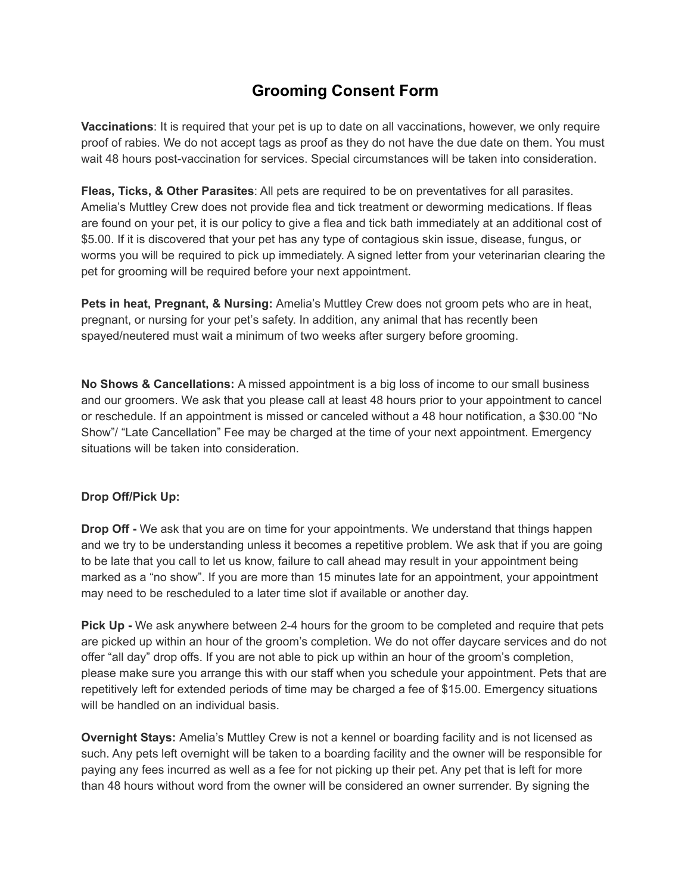# Grooming Consent Form

**Vaccinations**: It is required that your pet is up to date on all vaccinations, however, we only require proof of rabies. We do not accept tags as proof as they do not have the due date on them. You must wait 48 hours post-vaccination for services. Special circumstances will be taken into consideration.

**Fleas, Ticks, & Other Parasites**: All pets are required to be on preventatives for all parasites. Amelia's Muttley Crew does not provide flea and tick treatment or deworming medications. If fleas are found on your pet, it is our policy to give a flea and tick bath immediately at an additional cost of $5.00. If it is discovered that your pet has any type of contagious skin issue, disease, fungus, or worms you will be required to pick up immediately. A signed letter from your veterinarian clearing the pet for grooming will be required before your next appointment.

**Pets in heat, Pregnant, & Nursing:** Amelia's Muttley Crew does not groom pets who are in heat, pregnant, or nursing for your pet's safety. In addition, any animal that has recently been spayed/neutered must wait a minimum of two weeks after surgery before grooming.

**No Shows & Cancellations:** A missed appointment is a big loss of income to our small business and our groomers. We ask that you please call at least 48 hours prior to your appointment to cancel or reschedule. If an appointment is missed or canceled without a 48 hour notification, a $30.00 "No Show"/ "Late Cancellation" Fee may be charged at the time of your next appointment. Emergency situations will be taken into consideration.

**Drop Off/Pick Up:**

**Drop Off -** We ask that you are on time for your appointments. We understand that things happen and we try to be understanding unless it becomes a repetitive problem. We ask that if you are going to be late that you call to let us know, failure to call ahead may result in your appointment being marked as a "no show". If you are more than 15 minutes late for an appointment, your appointment may need to be rescheduled to a later time slot if available or another day.

**Pick Up -** We ask anywhere between 2-4 hours for the groom to be completed and require that pets are picked up within an hour of the groom's completion. We do not offer daycare services and do not offer "all day" drop offs. If you are not able to pick up within an hour of the groom's completion, please make sure you arrange this with our staff when you schedule your appointment. Pets that are repetitively left for extended periods of time may be charged a fee of $15.00. Emergency situations will be handled on an individual basis.

**Overnight Stays:** Amelia's Muttley Crew is not a kennel or boarding facility and is not licensed as such. Any pets left overnight will be taken to a boarding facility and the owner will be responsible for paying any fees incurred as well as a fee for not picking up their pet. Any pet that is left for more than 48 hours without word from the owner will be considered an owner surrender. By signing the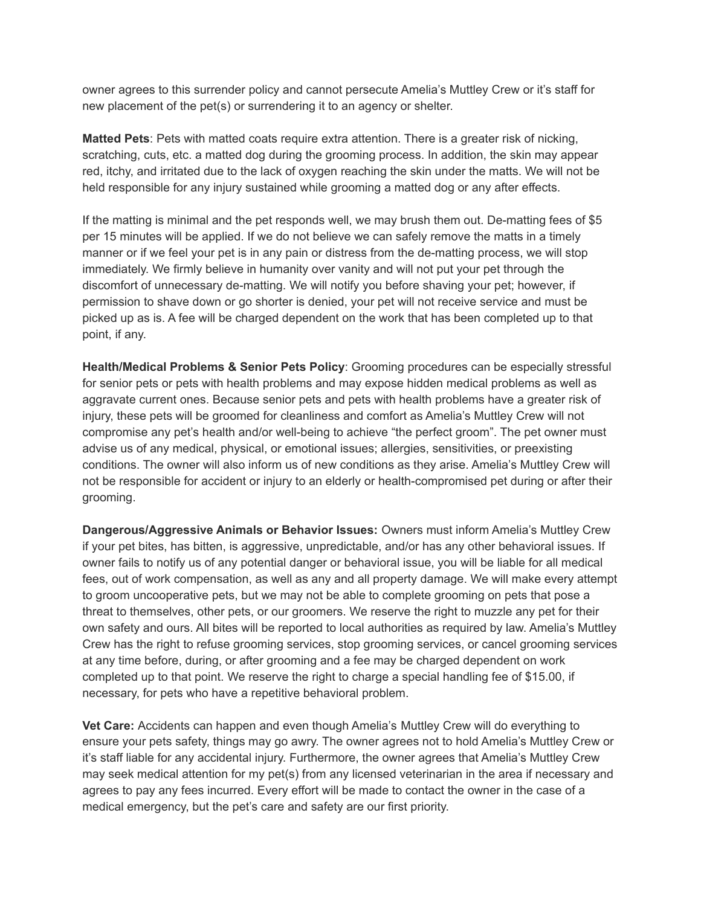owner agrees to this surrender policy and cannot persecute Amelia's Muttley Crew or it's staff for new placement of the pet(s) or surrendering it to an agency or shelter.

**Matted Pets**: Pets with matted coats require extra attention. There is a greater risk of nicking, scratching, cuts, etc. a matted dog during the grooming process. In addition, the skin may appear red, itchy, and irritated due to the lack of oxygen reaching the skin under the matts. We will not be held responsible for any injury sustained while grooming a matted dog or any after effects.

If the matting is minimal and the pet responds well, we may brush them out. De-matting fees of $5 per 15 minutes will be applied. If we do not believe we can safely remove the matts in a timely manner or if we feel your pet is in any pain or distress from the de-matting process, we will stop immediately. We firmly believe in humanity over vanity and will not put your pet through the discomfort of unnecessary de-matting. We will notify you before shaving your pet; however, if permission to shave down or go shorter is denied, your pet will not receive service and must be picked up as is. A fee will be charged dependent on the work that has been completed up to that point, if any.

**Health/Medical Problems & Senior Pets Policy**: Grooming procedures can be especially stressful for senior pets or pets with health problems and may expose hidden medical problems as well as aggravate current ones. Because senior pets and pets with health problems have a greater risk of injury, these pets will be groomed for cleanliness and comfort as Amelia's Muttley Crew will not compromise any pet's health and/or well-being to achieve "the perfect groom". The pet owner must advise us of any medical, physical, or emotional issues; allergies, sensitivities, or preexisting conditions. The owner will also inform us of new conditions as they arise. Amelia's Muttley Crew will not be responsible for accident or injury to an elderly or health-compromised pet during or after their grooming.

**Dangerous/Aggressive Animals or Behavior Issues:** Owners must inform Amelia's Muttley Crew if your pet bites, has bitten, is aggressive, unpredictable, and/or has any other behavioral issues. If owner fails to notify us of any potential danger or behavioral issue, you will be liable for all medical fees, out of work compensation, as well as any and all property damage. We will make every attempt to groom uncooperative pets, but we may not be able to complete grooming on pets that pose a threat to themselves, other pets, or our groomers. We reserve the right to muzzle any pet for their own safety and ours. All bites will be reported to local authorities as required by law. Amelia's Muttley Crew has the right to refuse grooming services, stop grooming services, or cancel grooming services at any time before, during, or after grooming and a fee may be charged dependent on work completed up to that point. We reserve the right to charge a special handling fee of $15.00, if necessary, for pets who have a repetitive behavioral problem.

**Vet Care:** Accidents can happen and even though Amelia's Muttley Crew will do everything to ensure your pets safety, things may go awry. The owner agrees not to hold Amelia's Muttley Crew or it's staff liable for any accidental injury. Furthermore, the owner agrees that Amelia's Muttley Crew may seek medical attention for my pet(s) from any licensed veterinarian in the area if necessary and agrees to pay any fees incurred. Every effort will be made to contact the owner in the case of a medical emergency, but the pet's care and safety are our first priority.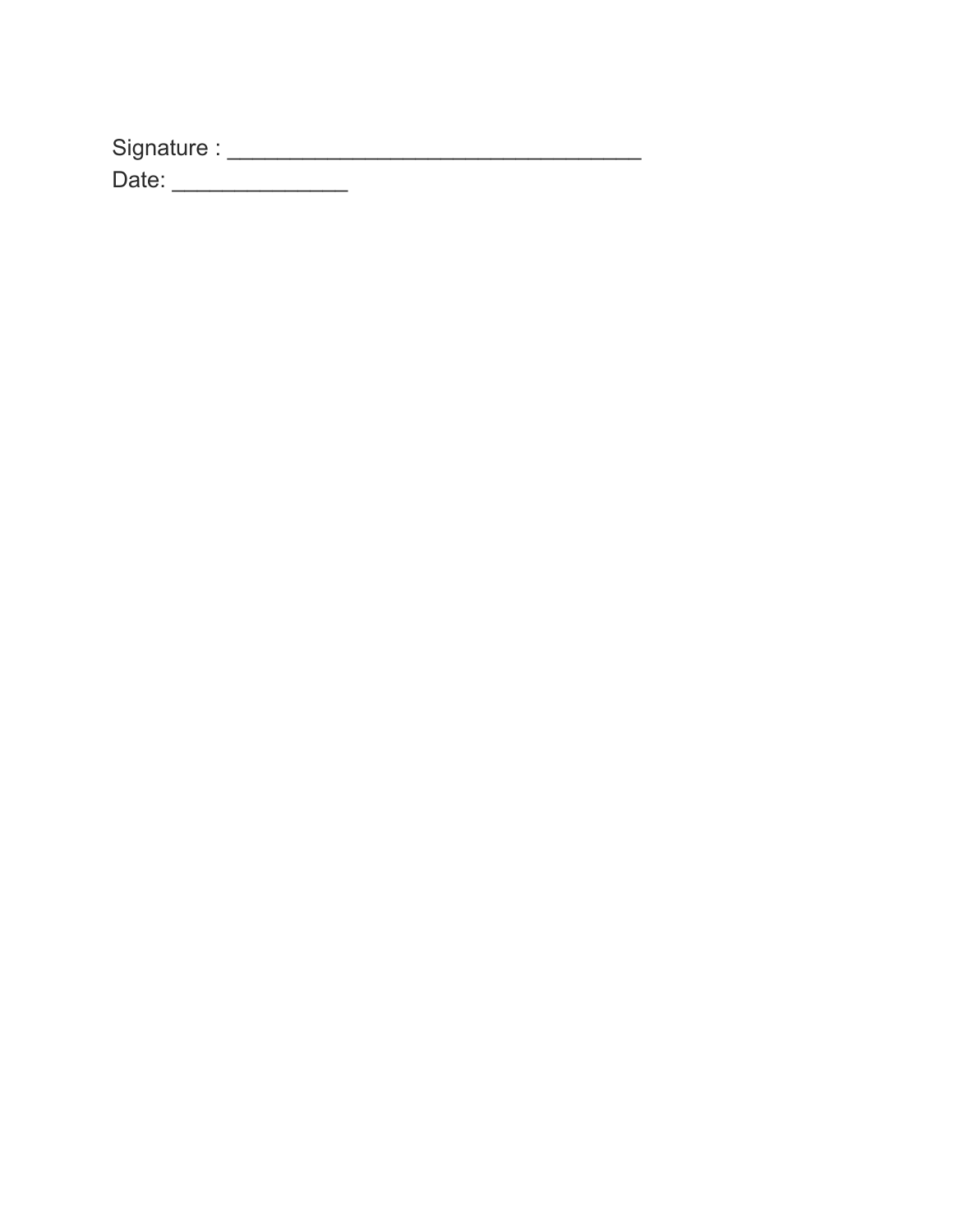Signature : ___________________________________

Date: ______________